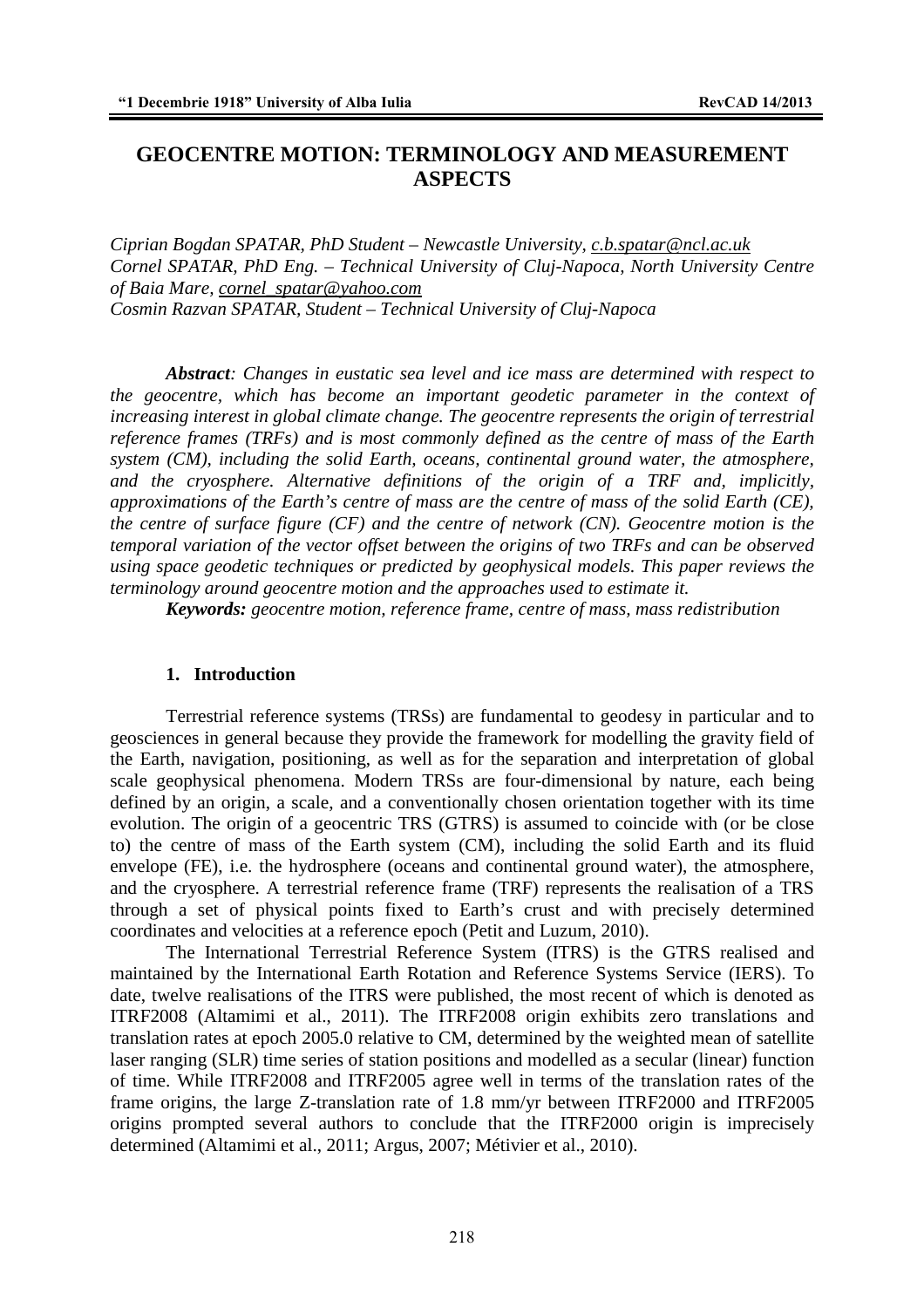# GEOCENTRE MOTION: TERMINOLOGY AND MEASUREMENT ASPECTS

*Ciprian Bogdan SPATAR, PhD Student – Newcastle University, c.b.spatar@ncl.ac.uk*
*Cornel SPATAR, PhD Eng. – Technical University of Cluj-Napoca, North University Centre of Baia Mare, cornel_spatar@yahoo.com*
*Cosmin Razvan SPATAR, Student – Technical University of Cluj-Napoca*

***Abstract**: Changes in eustatic sea level and ice mass are determined with respect to the geocentre, which has become an important geodetic parameter in the context of increasing interest in global climate change. The geocentre represents the origin of terrestrial reference frames (TRFs) and is most commonly defined as the centre of mass of the Earth system (CM), including the solid Earth, oceans, continental ground water, the atmosphere, and the cryosphere. Alternative definitions of the origin of a TRF and, implicitly, approximations of the Earth's centre of mass are the centre of mass of the solid Earth (CE), the centre of surface figure (CF) and the centre of network (CN). Geocentre motion is the temporal variation of the vector offset between the origins of two TRFs and can be observed using space geodetic techniques or predicted by geophysical models. This paper reviews the terminology around geocentre motion and the approaches used to estimate it.*

***Keywords:** geocentre motion, reference frame, centre of mass, mass redistribution*

## 1. Introduction

Terrestrial reference systems (TRSs) are fundamental to geodesy in particular and to geosciences in general because they provide the framework for modelling the gravity field of the Earth, navigation, positioning, as well as for the separation and interpretation of global scale geophysical phenomena. Modern TRSs are four-dimensional by nature, each being defined by an origin, a scale, and a conventionally chosen orientation together with its time evolution. The origin of a geocentric TRS (GTRS) is assumed to coincide with (or be close to) the centre of mass of the Earth system (CM), including the solid Earth and its fluid envelope (FE), i.e. the hydrosphere (oceans and continental ground water), the atmosphere, and the cryosphere. A terrestrial reference frame (TRF) represents the realisation of a TRS through a set of physical points fixed to Earth's crust and with precisely determined coordinates and velocities at a reference epoch (Petit and Luzum, 2010).

The International Terrestrial Reference System (ITRS) is the GTRS realised and maintained by the International Earth Rotation and Reference Systems Service (IERS). To date, twelve realisations of the ITRS were published, the most recent of which is denoted as ITRF2008 (Altamimi et al., 2011). The ITRF2008 origin exhibits zero translations and translation rates at epoch 2005.0 relative to CM, determined by the weighted mean of satellite laser ranging (SLR) time series of station positions and modelled as a secular (linear) function of time. While ITRF2008 and ITRF2005 agree well in terms of the translation rates of the frame origins, the large Z-translation rate of 1.8 mm/yr between ITRF2000 and ITRF2005 origins prompted several authors to conclude that the ITRF2000 origin is imprecisely determined (Altamimi et al., 2011; Argus, 2007; Métivier et al., 2010).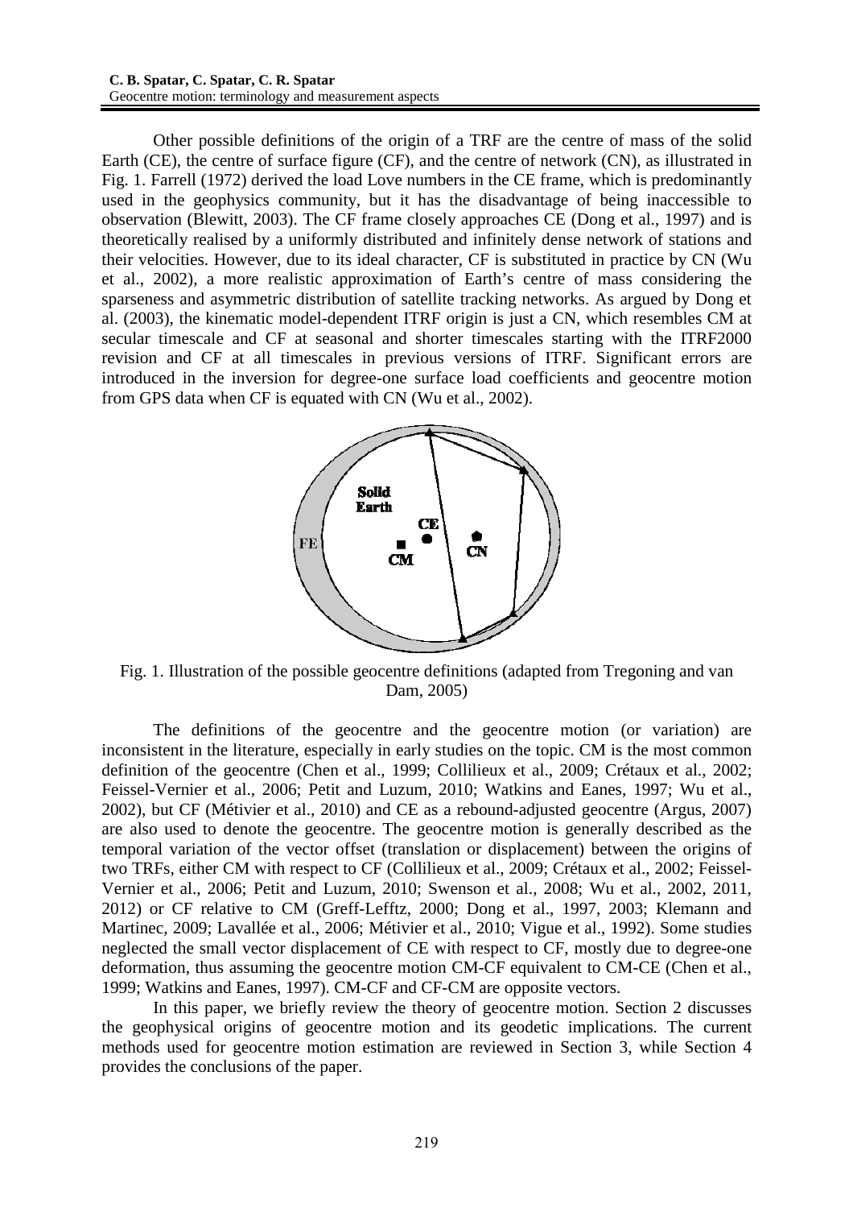Other possible definitions of the origin of a TRF are the centre of mass of the solid Earth (CE), the centre of surface figure (CF), and the centre of network (CN), as illustrated in Fig. 1. Farrell (1972) derived the load Love numbers in the CE frame, which is predominantly used in the geophysics community, but it has the disadvantage of being inaccessible to observation (Blewitt, 2003). The CF frame closely approaches CE (Dong et al., 1997) and is theoretically realised by a uniformly distributed and infinitely dense network of stations and their velocities. However, due to its ideal character, CF is substituted in practice by CN (Wu et al., 2002), a more realistic approximation of Earth's centre of mass considering the sparseness and asymmetric distribution of satellite tracking networks. As argued by Dong et al. (2003), the kinematic model-dependent ITRF origin is just a CN, which resembles CM at secular timescale and CF at seasonal and shorter timescales starting with the ITRF2000 revision and CF at all timescales in previous versions of ITRF. Significant errors are introduced in the inversion for degree-one surface load coefficients and geocentre motion from GPS data when CF is equated with CN (Wu et al., 2002).

Fig. 1. Illustration of the possible geocentre definitions (adapted from Tregoning and van Dam, 2005)

The definitions of the geocentre and the geocentre motion (or variation) are inconsistent in the literature, especially in early studies on the topic. CM is the most common definition of the geocentre (Chen et al., 1999; Collilieux et al., 2009; Crétaux et al., 2002; Feissel-Vernier et al., 2006; Petit and Luzum, 2010; Watkins and Eanes, 1997; Wu et al., 2002), but CF (Métivier et al., 2010) and CE as a rebound-adjusted geocentre (Argus, 2007) are also used to denote the geocentre. The geocentre motion is generally described as the temporal variation of the vector offset (translation or displacement) between the origins of two TRFs, either CM with respect to CF (Collilieux et al., 2009; Crétaux et al., 2002; Feissel-Vernier et al., 2006; Petit and Luzum, 2010; Swenson et al., 2008; Wu et al., 2002, 2011, 2012) or CF relative to CM (Greff-Lefftz, 2000; Dong et al., 1997, 2003; Klemann and Martinec, 2009; Lavallée et al., 2006; Métivier et al., 2010; Vigue et al., 1992). Some studies neglected the small vector displacement of CE with respect to CF, mostly due to degree-one deformation, thus assuming the geocentre motion CM-CF equivalent to CM-CE (Chen et al., 1999; Watkins and Eanes, 1997). CM-CF and CF-CM are opposite vectors.

In this paper, we briefly review the theory of geocentre motion. Section 2 discusses the geophysical origins of geocentre motion and its geodetic implications. The current methods used for geocentre motion estimation are reviewed in Section 3, while Section 4 provides the conclusions of the paper.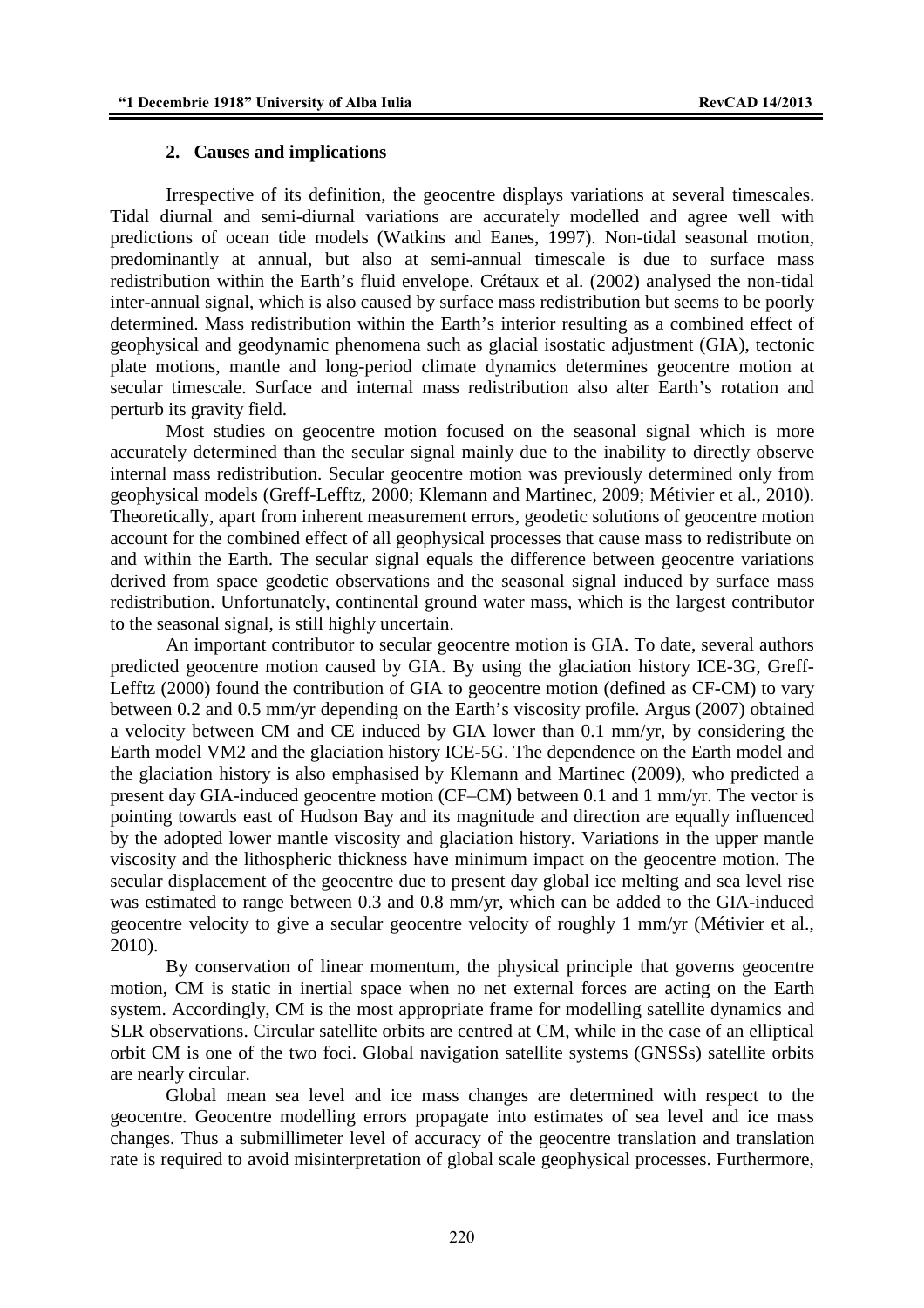## 2. Causes and implications

Irrespective of its definition, the geocentre displays variations at several timescales. Tidal diurnal and semi-diurnal variations are accurately modelled and agree well with predictions of ocean tide models (Watkins and Eanes, 1997). Non-tidal seasonal motion, predominantly at annual, but also at semi-annual timescale is due to surface mass redistribution within the Earth's fluid envelope. Crétaux et al. (2002) analysed the non-tidal inter-annual signal, which is also caused by surface mass redistribution but seems to be poorly determined. Mass redistribution within the Earth's interior resulting as a combined effect of geophysical and geodynamic phenomena such as glacial isostatic adjustment (GIA), tectonic plate motions, mantle and long-period climate dynamics determines geocentre motion at secular timescale. Surface and internal mass redistribution also alter Earth's rotation and perturb its gravity field.

Most studies on geocentre motion focused on the seasonal signal which is more accurately determined than the secular signal mainly due to the inability to directly observe internal mass redistribution. Secular geocentre motion was previously determined only from geophysical models (Greff-Lefftz, 2000; Klemann and Martinec, 2009; Métivier et al., 2010). Theoretically, apart from inherent measurement errors, geodetic solutions of geocentre motion account for the combined effect of all geophysical processes that cause mass to redistribute on and within the Earth. The secular signal equals the difference between geocentre variations derived from space geodetic observations and the seasonal signal induced by surface mass redistribution. Unfortunately, continental ground water mass, which is the largest contributor to the seasonal signal, is still highly uncertain.

An important contributor to secular geocentre motion is GIA. To date, several authors predicted geocentre motion caused by GIA. By using the glaciation history ICE-3G, Greff-Lefftz (2000) found the contribution of GIA to geocentre motion (defined as CF-CM) to vary between 0.2 and 0.5 mm/yr depending on the Earth's viscosity profile. Argus (2007) obtained a velocity between CM and CE induced by GIA lower than 0.1 mm/yr, by considering the Earth model VM2 and the glaciation history ICE-5G. The dependence on the Earth model and the glaciation history is also emphasised by Klemann and Martinec (2009), who predicted a present day GIA-induced geocentre motion (CF–CM) between 0.1 and 1 mm/yr. The vector is pointing towards east of Hudson Bay and its magnitude and direction are equally influenced by the adopted lower mantle viscosity and glaciation history. Variations in the upper mantle viscosity and the lithospheric thickness have minimum impact on the geocentre motion. The secular displacement of the geocentre due to present day global ice melting and sea level rise was estimated to range between 0.3 and 0.8 mm/yr, which can be added to the GIA-induced geocentre velocity to give a secular geocentre velocity of roughly 1 mm/yr (Métivier et al., 2010).

By conservation of linear momentum, the physical principle that governs geocentre motion, CM is static in inertial space when no net external forces are acting on the Earth system. Accordingly, CM is the most appropriate frame for modelling satellite dynamics and SLR observations. Circular satellite orbits are centred at CM, while in the case of an elliptical orbit CM is one of the two foci. Global navigation satellite systems (GNSSs) satellite orbits are nearly circular.

Global mean sea level and ice mass changes are determined with respect to the geocentre. Geocentre modelling errors propagate into estimates of sea level and ice mass changes. Thus a submillimeter level of accuracy of the geocentre translation and translation rate is required to avoid misinterpretation of global scale geophysical processes. Furthermore,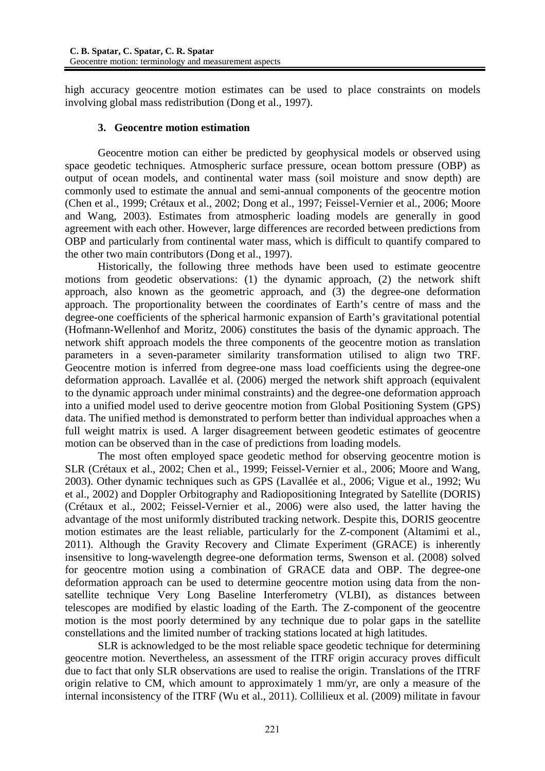high accuracy geocentre motion estimates can be used to place constraints on models involving global mass redistribution (Dong et al., 1997).

## 3. Geocentre motion estimation

Geocentre motion can either be predicted by geophysical models or observed using space geodetic techniques. Atmospheric surface pressure, ocean bottom pressure (OBP) as output of ocean models, and continental water mass (soil moisture and snow depth) are commonly used to estimate the annual and semi-annual components of the geocentre motion (Chen et al., 1999; Crétaux et al., 2002; Dong et al., 1997; Feissel-Vernier et al., 2006; Moore and Wang, 2003). Estimates from atmospheric loading models are generally in good agreement with each other. However, large differences are recorded between predictions from OBP and particularly from continental water mass, which is difficult to quantify compared to the other two main contributors (Dong et al., 1997).

Historically, the following three methods have been used to estimate geocentre motions from geodetic observations: (1) the dynamic approach, (2) the network shift approach, also known as the geometric approach, and (3) the degree-one deformation approach. The proportionality between the coordinates of Earth's centre of mass and the degree-one coefficients of the spherical harmonic expansion of Earth's gravitational potential (Hofmann-Wellenhof and Moritz, 2006) constitutes the basis of the dynamic approach. The network shift approach models the three components of the geocentre motion as translation parameters in a seven-parameter similarity transformation utilised to align two TRF. Geocentre motion is inferred from degree-one mass load coefficients using the degree-one deformation approach. Lavallée et al. (2006) merged the network shift approach (equivalent to the dynamic approach under minimal constraints) and the degree-one deformation approach into a unified model used to derive geocentre motion from Global Positioning System (GPS) data. The unified method is demonstrated to perform better than individual approaches when a full weight matrix is used. A larger disagreement between geodetic estimates of geocentre motion can be observed than in the case of predictions from loading models.

The most often employed space geodetic method for observing geocentre motion is SLR (Crétaux et al., 2002; Chen et al., 1999; Feissel-Vernier et al., 2006; Moore and Wang, 2003). Other dynamic techniques such as GPS (Lavallée et al., 2006; Vigue et al., 1992; Wu et al., 2002) and Doppler Orbitography and Radiopositioning Integrated by Satellite (DORIS) (Crétaux et al., 2002; Feissel-Vernier et al., 2006) were also used, the latter having the advantage of the most uniformly distributed tracking network. Despite this, DORIS geocentre motion estimates are the least reliable, particularly for the Z-component (Altamimi et al., 2011). Although the Gravity Recovery and Climate Experiment (GRACE) is inherently insensitive to long-wavelength degree-one deformation terms, Swenson et al. (2008) solved for geocentre motion using a combination of GRACE data and OBP. The degree-one deformation approach can be used to determine geocentre motion using data from the non-satellite technique Very Long Baseline Interferometry (VLBI), as distances between telescopes are modified by elastic loading of the Earth. The Z-component of the geocentre motion is the most poorly determined by any technique due to polar gaps in the satellite constellations and the limited number of tracking stations located at high latitudes.

SLR is acknowledged to be the most reliable space geodetic technique for determining geocentre motion. Nevertheless, an assessment of the ITRF origin accuracy proves difficult due to fact that only SLR observations are used to realise the origin. Translations of the ITRF origin relative to CM, which amount to approximately 1 mm/yr, are only a measure of the internal inconsistency of the ITRF (Wu et al., 2011). Collilieux et al. (2009) militate in favour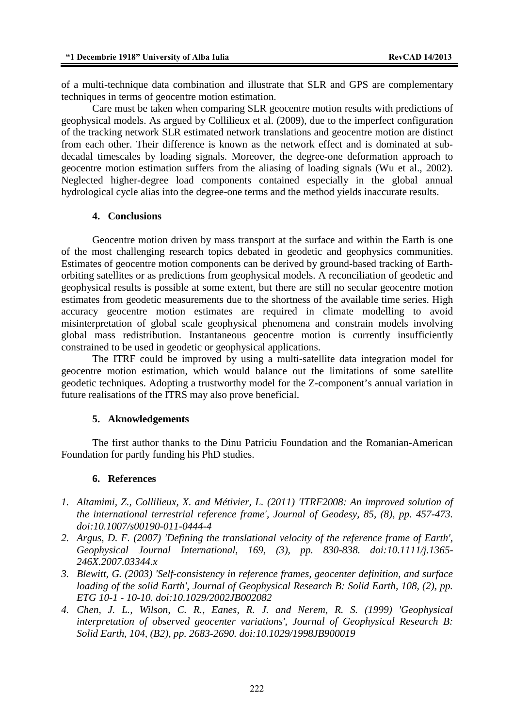of a multi-technique data combination and illustrate that SLR and GPS are complementary techniques in terms of geocentre motion estimation.

Care must be taken when comparing SLR geocentre motion results with predictions of geophysical models. As argued by Collilieux et al. (2009), due to the imperfect configuration of the tracking network SLR estimated network translations and geocentre motion are distinct from each other. Their difference is known as the network effect and is dominated at sub-decadal timescales by loading signals. Moreover, the degree-one deformation approach to geocentre motion estimation suffers from the aliasing of loading signals (Wu et al., 2002). Neglected higher-degree load components contained especially in the global annual hydrological cycle alias into the degree-one terms and the method yields inaccurate results.

## 4. Conclusions

Geocentre motion driven by mass transport at the surface and within the Earth is one of the most challenging research topics debated in geodetic and geophysics communities. Estimates of geocentre motion components can be derived by ground-based tracking of Earth-orbiting satellites or as predictions from geophysical models. A reconciliation of geodetic and geophysical results is possible at some extent, but there are still no secular geocentre motion estimates from geodetic measurements due to the shortness of the available time series. High accuracy geocentre motion estimates are required in climate modelling to avoid misinterpretation of global scale geophysical phenomena and constrain models involving global mass redistribution. Instantaneous geocentre motion is currently insufficiently constrained to be used in geodetic or geophysical applications.

The ITRF could be improved by using a multi-satellite data integration model for geocentre motion estimation, which would balance out the limitations of some satellite geodetic techniques. Adopting a trustworthy model for the Z-component's annual variation in future realisations of the ITRS may also prove beneficial.

## 5. Aknowledgements

The first author thanks to the Dinu Patriciu Foundation and the Romanian-American Foundation for partly funding his PhD studies.

## 6. References

1. *Altamimi, Z., Collilieux, X. and Métivier, L. (2011) 'ITRF2008: An improved solution of the international terrestrial reference frame', Journal of Geodesy, 85, (8), pp. 457-473. doi:10.1007/s00190-011-0444-4*
2. *Argus, D. F. (2007) 'Defining the translational velocity of the reference frame of Earth', Geophysical Journal International, 169, (3), pp. 830-838. doi:10.1111/j.1365-246X.2007.03344.x*
3. *Blewitt, G. (2003) 'Self-consistency in reference frames, geocenter definition, and surface loading of the solid Earth', Journal of Geophysical Research B: Solid Earth, 108, (2), pp. ETG 10-1 - 10-10. doi:10.1029/2002JB002082*
4. *Chen, J. L., Wilson, C. R., Eanes, R. J. and Nerem, R. S. (1999) 'Geophysical interpretation of observed geocenter variations', Journal of Geophysical Research B: Solid Earth, 104, (B2), pp. 2683-2690. doi:10.1029/1998JB900019*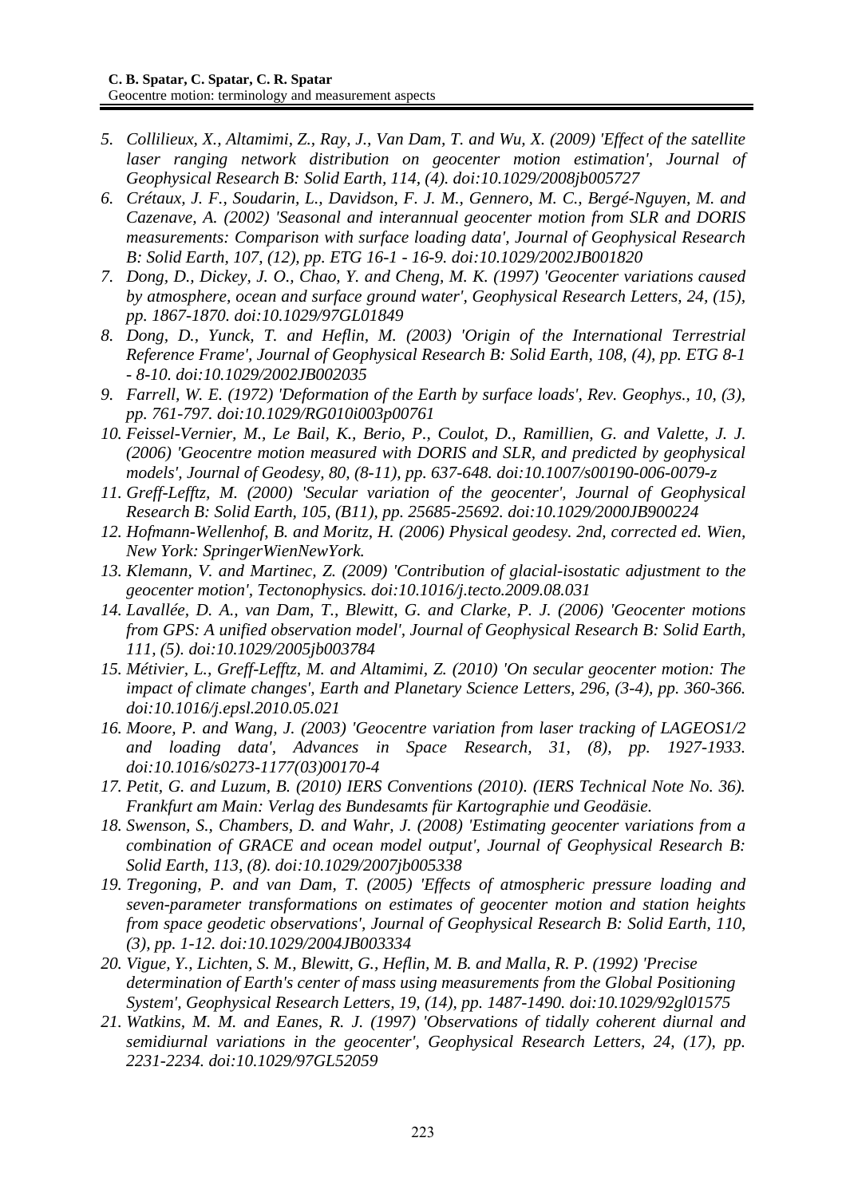5. *Collilieux, X., Altamimi, Z., Ray, J., Van Dam, T. and Wu, X. (2009) 'Effect of the satellite laser ranging network distribution on geocenter motion estimation', Journal of Geophysical Research B: Solid Earth, 114, (4). doi:10.1029/2008jb005727*
6. *Crétaux, J. F., Soudarin, L., Davidson, F. J. M., Gennero, M. C., Bergé-Nguyen, M. and Cazenave, A. (2002) 'Seasonal and interannual geocenter motion from SLR and DORIS measurements: Comparison with surface loading data', Journal of Geophysical Research B: Solid Earth, 107, (12), pp. ETG 16-1 - 16-9. doi:10.1029/2002JB001820*
7. *Dong, D., Dickey, J. O., Chao, Y. and Cheng, M. K. (1997) 'Geocenter variations caused by atmosphere, ocean and surface ground water', Geophysical Research Letters, 24, (15), pp. 1867-1870. doi:10.1029/97GL01849*
8. *Dong, D., Yunck, T. and Heflin, M. (2003) 'Origin of the International Terrestrial Reference Frame', Journal of Geophysical Research B: Solid Earth, 108, (4), pp. ETG 8-1 - 8-10. doi:10.1029/2002JB002035*
9. *Farrell, W. E. (1972) 'Deformation of the Earth by surface loads', Rev. Geophys., 10, (3), pp. 761-797. doi:10.1029/RG010i003p00761*
10. *Feissel-Vernier, M., Le Bail, K., Berio, P., Coulot, D., Ramillien, G. and Valette, J. J. (2006) 'Geocentre motion measured with DORIS and SLR, and predicted by geophysical models', Journal of Geodesy, 80, (8-11), pp. 637-648. doi:10.1007/s00190-006-0079-z*
11. *Greff-Lefftz, M. (2000) 'Secular variation of the geocenter', Journal of Geophysical Research B: Solid Earth, 105, (B11), pp. 25685-25692. doi:10.1029/2000JB900224*
12. *Hofmann-Wellenhof, B. and Moritz, H. (2006) Physical geodesy. 2nd, corrected ed. Wien, New York: SpringerWienNewYork.*
13. *Klemann, V. and Martinec, Z. (2009) 'Contribution of glacial-isostatic adjustment to the geocenter motion', Tectonophysics. doi:10.1016/j.tecto.2009.08.031*
14. *Lavallée, D. A., van Dam, T., Blewitt, G. and Clarke, P. J. (2006) 'Geocenter motions from GPS: A unified observation model', Journal of Geophysical Research B: Solid Earth, 111, (5). doi:10.1029/2005jb003784*
15. *Métivier, L., Greff-Lefftz, M. and Altamimi, Z. (2010) 'On secular geocenter motion: The impact of climate changes', Earth and Planetary Science Letters, 296, (3-4), pp. 360-366. doi:10.1016/j.epsl.2010.05.021*
16. *Moore, P. and Wang, J. (2003) 'Geocentre variation from laser tracking of LAGEOS1/2 and loading data', Advances in Space Research, 31, (8), pp. 1927-1933. doi:10.1016/s0273-1177(03)00170-4*
17. *Petit, G. and Luzum, B. (2010) IERS Conventions (2010). (IERS Technical Note No. 36). Frankfurt am Main: Verlag des Bundesamts für Kartographie und Geodäsie.*
18. *Swenson, S., Chambers, D. and Wahr, J. (2008) 'Estimating geocenter variations from a combination of GRACE and ocean model output', Journal of Geophysical Research B: Solid Earth, 113, (8). doi:10.1029/2007jb005338*
19. *Tregoning, P. and van Dam, T. (2005) 'Effects of atmospheric pressure loading and seven-parameter transformations on estimates of geocenter motion and station heights from space geodetic observations', Journal of Geophysical Research B: Solid Earth, 110, (3), pp. 1-12. doi:10.1029/2004JB003334*
20. *Vigue, Y., Lichten, S. M., Blewitt, G., Heflin, M. B. and Malla, R. P. (1992) 'Precise determination of Earth's center of mass using measurements from the Global Positioning System', Geophysical Research Letters, 19, (14), pp. 1487-1490. doi:10.1029/92gl01575*
21. *Watkins, M. M. and Eanes, R. J. (1997) 'Observations of tidally coherent diurnal and semidiurnal variations in the geocenter', Geophysical Research Letters, 24, (17), pp. 2231-2234. doi:10.1029/97GL52059*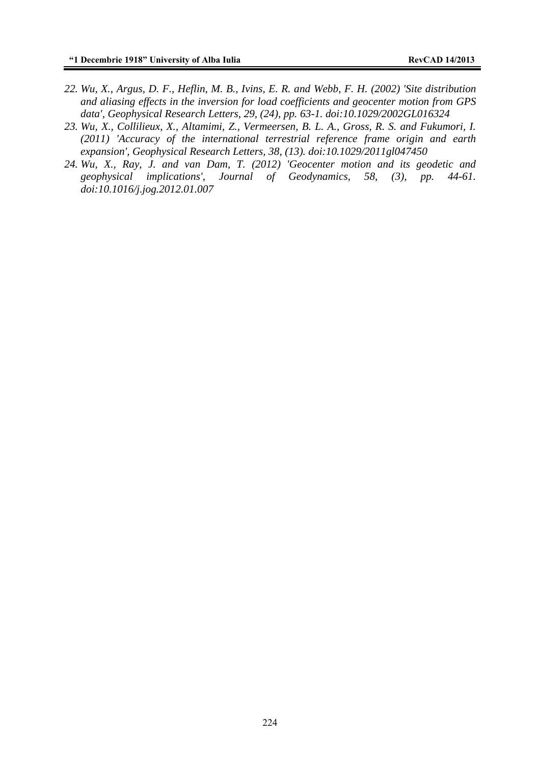22. *Wu, X., Argus, D. F., Heflin, M. B., Ivins, E. R. and Webb, F. H. (2002) 'Site distribution and aliasing effects in the inversion for load coefficients and geocenter motion from GPS data', Geophysical Research Letters, 29, (24), pp. 63-1. doi:10.1029/2002GL016324*
23. *Wu, X., Collilieux, X., Altamimi, Z., Vermeersen, B. L. A., Gross, R. S. and Fukumori, I. (2011) 'Accuracy of the international terrestrial reference frame origin and earth expansion', Geophysical Research Letters, 38, (13). doi:10.1029/2011gl047450*
24. *Wu, X., Ray, J. and van Dam, T. (2012) 'Geocenter motion and its geodetic and geophysical implications', Journal of Geodynamics, 58, (3), pp. 44-61. doi:10.1016/j.jog.2012.01.007*